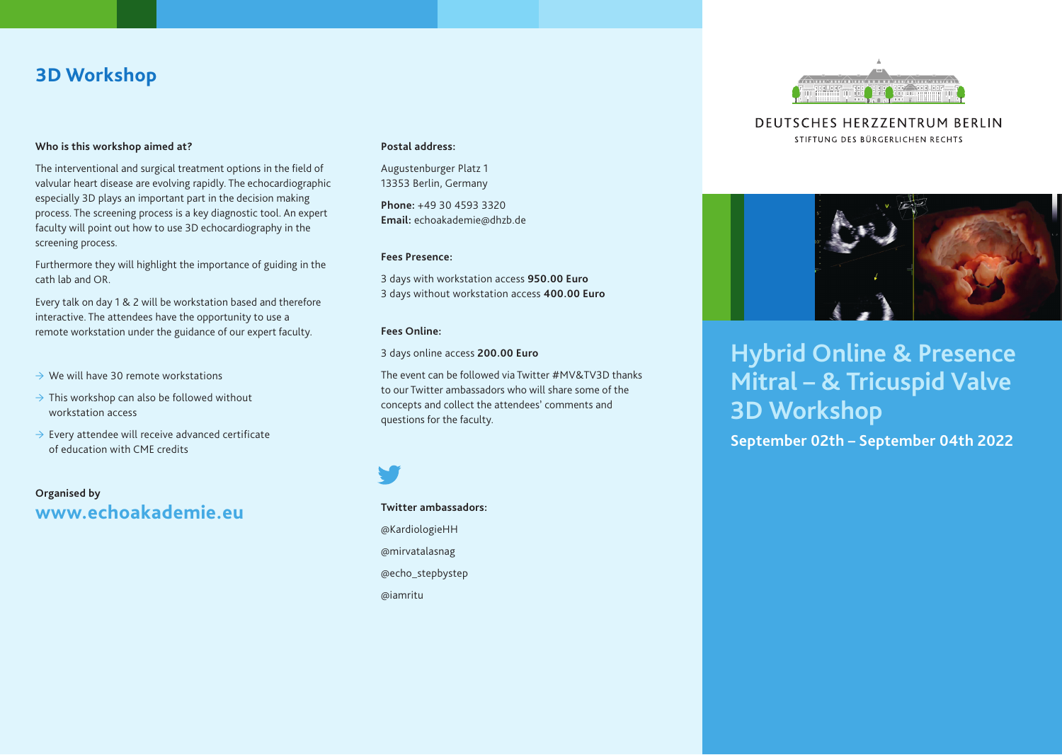# 3D Workshop

**Who is this workshop aimed at?**

The interventional and surgical treatment options in the field of valvular heart disease are evolving rapidly. The echocardiographic especially 3D plays an important part in the decision making process. The screening process is a key diagnostic tool. An expert faculty will point out how to use 3D echocardiography in the screening process.

Furthermore they will highlight the importance of guiding in the cath lab and OR.

Every talk on day 1 & 2 will be workstation based and therefore interactive. The attendees have the opportunity to use a remote workstation under the guidance of our expert faculty.

- → We will have 30 remote workstations
- → This workshop can also be followed without workstation access
- → Every attendee will receive advanced certificate of education with CME credits

**Organised by**

**www.echoakademie.eu**

**Postal address:**

Augustenburger Platz 1
13353 Berlin, Germany

**Phone:** +49 30 4593 3320
**Email:** echoakademie@dhzb.de

**Fees Presence:**

3 days with workstation access **950.00 Euro**
3 days without workstation access **400.00 Euro**

**Fees Online:**

3 days online access **200.00 Euro**

The event can be followed via Twitter #MV&TV3D thanks to our Twitter ambassadors who will share some of the concepts and collect the attendees' comments and questions for the faculty.

**Twitter ambassadors:**

@KardiologieHH

@mirvatalasnag

@echo_stepbystep

@iamritu

DEUTSCHES HERZZENTRUM BERLIN
STIFTUNG DES BÜRGERLICHEN RECHTS

# Hybrid Online & Presence Mitral – & Tricuspid Valve 3D Workshop

**September 02th – September 04th 2022**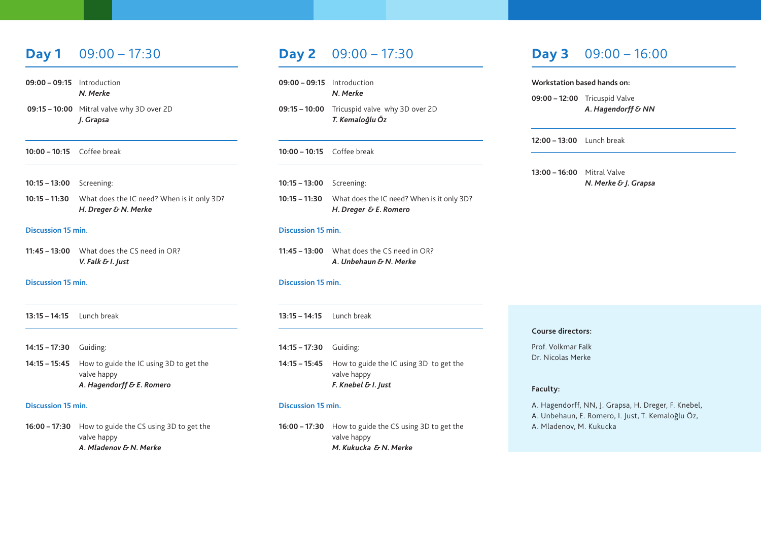## Day 1 09:00 – 17:30

**09:00 – 09:15** Introduction
***N. Merke***

**09:15 – 10:00** Mitral valve why 3D over 2D
***J. Grapsa***

**10:00 – 10:15** Coffee break

**10:15 – 13:00** Screening:

**10:15 – 11:30** What does the IC need? When is it only 3D?
***H. Dreger & N. Merke***

**Discussion 15 min.**

**11:45 – 13:00** What does the CS need in OR?
***V. Falk & I. Just***

**Discussion 15 min.**

**13:15 – 14:15** Lunch break

**14:15 – 17:30** Guiding:

**14:15 – 15:45** How to guide the IC using 3D to get the valve happy
***A. Hagendorff & E. Romero***

**Discussion 15 min.**

**16:00 – 17:30** How to guide the CS using 3D to get the valve happy
***A. Mladenov & N. Merke***

## Day 2 09:00 – 17:30

**09:00 – 09:15** Introduction
***N. Merke***

**09:15 – 10:00** Tricuspid valve why 3D over 2D
***T. Kemaloğlu Öz***

**10:00 – 10:15** Coffee break

**10:15 – 13:00** Screening:

**10:15 – 11:30** What does the IC need? When is it only 3D?
***H. Dreger & E. Romero***

**Discussion 15 min.**

**11:45 – 13:00** What does the CS need in OR?
***A. Unbehaun & N. Merke***

**Discussion 15 min.**

**13:15 – 14:15** Lunch break

**14:15 – 17:30** Guiding:

**14:15 – 15:45** How to guide the IC using 3D to get the valve happy
***F. Knebel & I. Just***

**Discussion 15 min.**

**16:00 – 17:30** How to guide the CS using 3D to get the valve happy
***M. Kukucka & N. Merke***

## Day 3 09:00 – 16:00

**Workstation based hands on:**

**09:00 – 12:00** Tricuspid Valve
***A. Hagendorff & NN***

**12:00 – 13:00** Lunch break

**13:00 – 16:00** Mitral Valve
***N. Merke & J. Grapsa***

**Course directors:**

Prof. Volkmar Falk
Dr. Nicolas Merke

**Faculty:**

A. Hagendorff, NN, J. Grapsa, H. Dreger, F. Knebel, A. Unbehaun, E. Romero, I. Just, T. Kemaloğlu Öz, A. Mladenov, M. Kukucka